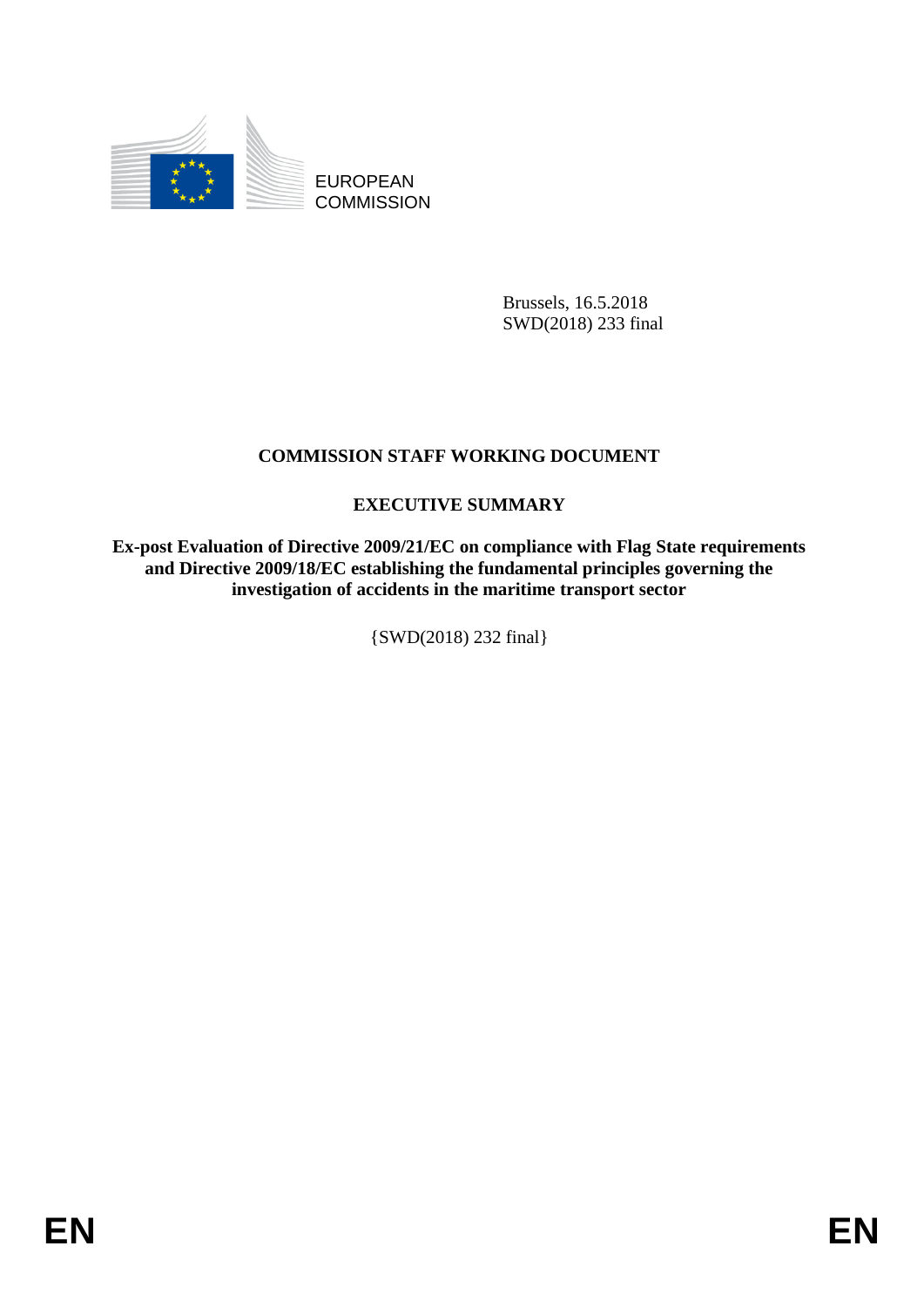EUROPEAN COMMISSION

Brussels, 16.5.2018
SWD(2018) 233 final

# COMMISSION STAFF WORKING DOCUMENT

## EXECUTIVE SUMMARY

**Ex-post Evaluation of Directive 2009/21/EC on compliance with Flag State requirements and Directive 2009/18/EC establishing the fundamental principles governing the investigation of accidents in the maritime transport sector**

{SWD(2018) 232 final}

EN EN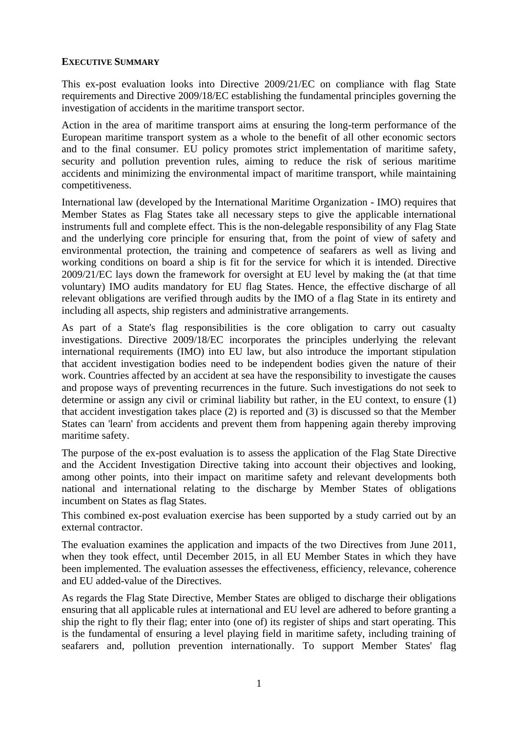**EXECUTIVE SUMMARY**

This ex-post evaluation looks into Directive 2009/21/EC on compliance with flag State requirements and Directive 2009/18/EC establishing the fundamental principles governing the investigation of accidents in the maritime transport sector.

Action in the area of maritime transport aims at ensuring the long-term performance of the European maritime transport system as a whole to the benefit of all other economic sectors and to the final consumer. EU policy promotes strict implementation of maritime safety, security and pollution prevention rules, aiming to reduce the risk of serious maritime accidents and minimizing the environmental impact of maritime transport, while maintaining competitiveness.

International law (developed by the International Maritime Organization - IMO) requires that Member States as Flag States take all necessary steps to give the applicable international instruments full and complete effect. This is the non-delegable responsibility of any Flag State and the underlying core principle for ensuring that, from the point of view of safety and environmental protection, the training and competence of seafarers as well as living and working conditions on board a ship is fit for the service for which it is intended. Directive 2009/21/EC lays down the framework for oversight at EU level by making the (at that time voluntary) IMO audits mandatory for EU flag States. Hence, the effective discharge of all relevant obligations are verified through audits by the IMO of a flag State in its entirety and including all aspects, ship registers and administrative arrangements.

As part of a State's flag responsibilities is the core obligation to carry out casualty investigations. Directive 2009/18/EC incorporates the principles underlying the relevant international requirements (IMO) into EU law, but also introduce the important stipulation that accident investigation bodies need to be independent bodies given the nature of their work. Countries affected by an accident at sea have the responsibility to investigate the causes and propose ways of preventing recurrences in the future. Such investigations do not seek to determine or assign any civil or criminal liability but rather, in the EU context, to ensure (1) that accident investigation takes place (2) is reported and (3) is discussed so that the Member States can 'learn' from accidents and prevent them from happening again thereby improving maritime safety.

The purpose of the ex-post evaluation is to assess the application of the Flag State Directive and the Accident Investigation Directive taking into account their objectives and looking, among other points, into their impact on maritime safety and relevant developments both national and international relating to the discharge by Member States of obligations incumbent on States as flag States.

This combined ex-post evaluation exercise has been supported by a study carried out by an external contractor.

The evaluation examines the application and impacts of the two Directives from June 2011, when they took effect, until December 2015, in all EU Member States in which they have been implemented. The evaluation assesses the effectiveness, efficiency, relevance, coherence and EU added-value of the Directives.

As regards the Flag State Directive, Member States are obliged to discharge their obligations ensuring that all applicable rules at international and EU level are adhered to before granting a ship the right to fly their flag; enter into (one of) its register of ships and start operating. This is the fundamental of ensuring a level playing field in maritime safety, including training of seafarers and, pollution prevention internationally. To support Member States' flag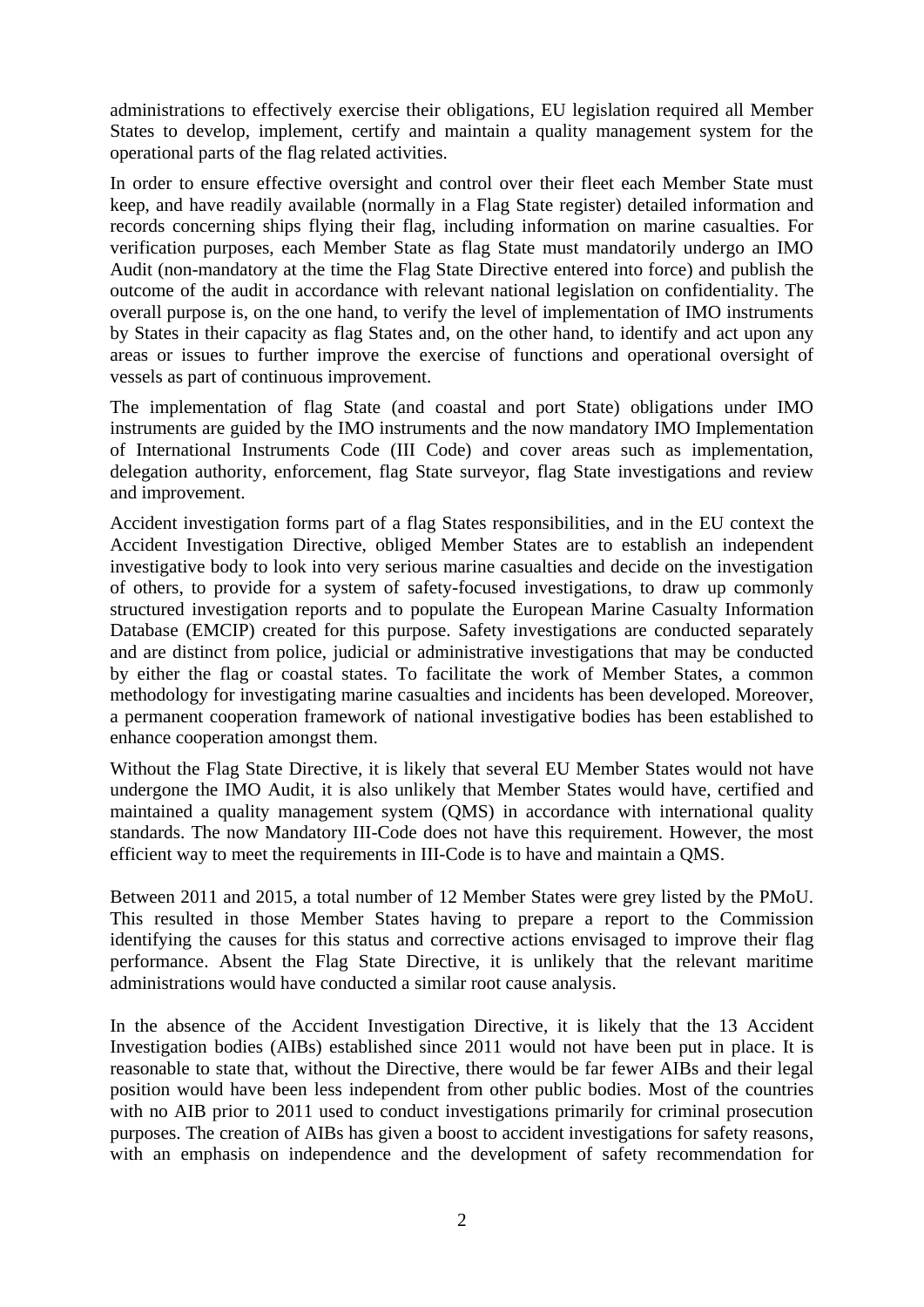administrations to effectively exercise their obligations, EU legislation required all Member States to develop, implement, certify and maintain a quality management system for the operational parts of the flag related activities.

In order to ensure effective oversight and control over their fleet each Member State must keep, and have readily available (normally in a Flag State register) detailed information and records concerning ships flying their flag, including information on marine casualties. For verification purposes, each Member State as flag State must mandatorily undergo an IMO Audit (non-mandatory at the time the Flag State Directive entered into force) and publish the outcome of the audit in accordance with relevant national legislation on confidentiality. The overall purpose is, on the one hand, to verify the level of implementation of IMO instruments by States in their capacity as flag States and, on the other hand, to identify and act upon any areas or issues to further improve the exercise of functions and operational oversight of vessels as part of continuous improvement.

The implementation of flag State (and coastal and port State) obligations under IMO instruments are guided by the IMO instruments and the now mandatory IMO Implementation of International Instruments Code (III Code) and cover areas such as implementation, delegation authority, enforcement, flag State surveyor, flag State investigations and review and improvement.

Accident investigation forms part of a flag States responsibilities, and in the EU context the Accident Investigation Directive, obliged Member States are to establish an independent investigative body to look into very serious marine casualties and decide on the investigation of others, to provide for a system of safety-focused investigations, to draw up commonly structured investigation reports and to populate the European Marine Casualty Information Database (EMCIP) created for this purpose. Safety investigations are conducted separately and are distinct from police, judicial or administrative investigations that may be conducted by either the flag or coastal states. To facilitate the work of Member States, a common methodology for investigating marine casualties and incidents has been developed. Moreover, a permanent cooperation framework of national investigative bodies has been established to enhance cooperation amongst them.

Without the Flag State Directive, it is likely that several EU Member States would not have undergone the IMO Audit, it is also unlikely that Member States would have, certified and maintained a quality management system (QMS) in accordance with international quality standards. The now Mandatory III-Code does not have this requirement. However, the most efficient way to meet the requirements in III-Code is to have and maintain a QMS.

Between 2011 and 2015, a total number of 12 Member States were grey listed by the PMoU. This resulted in those Member States having to prepare a report to the Commission identifying the causes for this status and corrective actions envisaged to improve their flag performance. Absent the Flag State Directive, it is unlikely that the relevant maritime administrations would have conducted a similar root cause analysis.

In the absence of the Accident Investigation Directive, it is likely that the 13 Accident Investigation bodies (AIBs) established since 2011 would not have been put in place. It is reasonable to state that, without the Directive, there would be far fewer AIBs and their legal position would have been less independent from other public bodies. Most of the countries with no AIB prior to 2011 used to conduct investigations primarily for criminal prosecution purposes. The creation of AIBs has given a boost to accident investigations for safety reasons, with an emphasis on independence and the development of safety recommendation for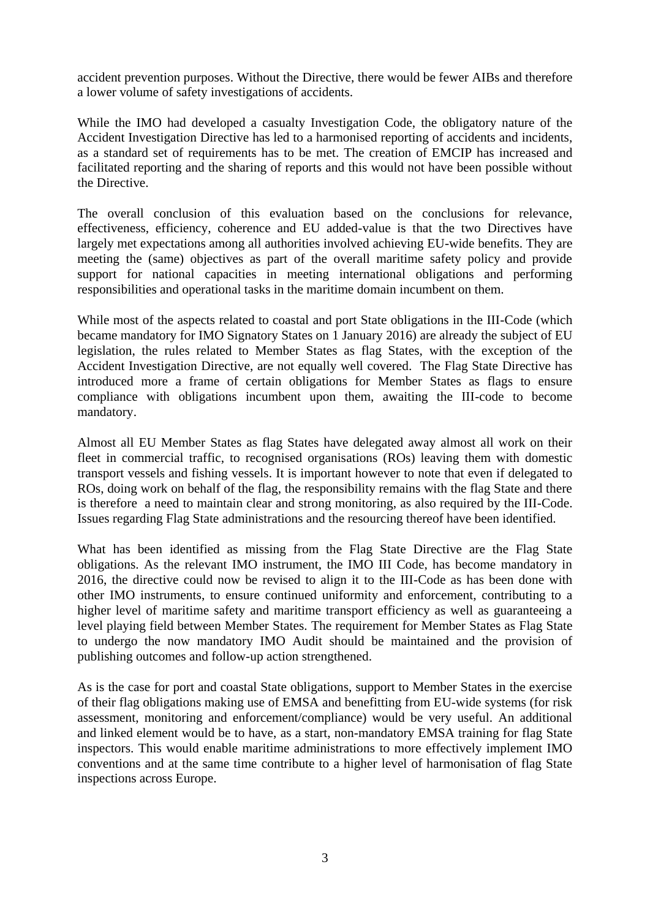accident prevention purposes. Without the Directive, there would be fewer AIBs and therefore a lower volume of safety investigations of accidents.

While the IMO had developed a casualty Investigation Code, the obligatory nature of the Accident Investigation Directive has led to a harmonised reporting of accidents and incidents, as a standard set of requirements has to be met. The creation of EMCIP has increased and facilitated reporting and the sharing of reports and this would not have been possible without the Directive.

The overall conclusion of this evaluation based on the conclusions for relevance, effectiveness, efficiency, coherence and EU added-value is that the two Directives have largely met expectations among all authorities involved achieving EU-wide benefits. They are meeting the (same) objectives as part of the overall maritime safety policy and provide support for national capacities in meeting international obligations and performing responsibilities and operational tasks in the maritime domain incumbent on them.

While most of the aspects related to coastal and port State obligations in the III-Code (which became mandatory for IMO Signatory States on 1 January 2016) are already the subject of EU legislation, the rules related to Member States as flag States, with the exception of the Accident Investigation Directive, are not equally well covered. The Flag State Directive has introduced more a frame of certain obligations for Member States as flags to ensure compliance with obligations incumbent upon them, awaiting the III-code to become mandatory.

Almost all EU Member States as flag States have delegated away almost all work on their fleet in commercial traffic, to recognised organisations (ROs) leaving them with domestic transport vessels and fishing vessels. It is important however to note that even if delegated to ROs, doing work on behalf of the flag, the responsibility remains with the flag State and there is therefore a need to maintain clear and strong monitoring, as also required by the III-Code. Issues regarding Flag State administrations and the resourcing thereof have been identified.

What has been identified as missing from the Flag State Directive are the Flag State obligations. As the relevant IMO instrument, the IMO III Code, has become mandatory in 2016, the directive could now be revised to align it to the III-Code as has been done with other IMO instruments, to ensure continued uniformity and enforcement, contributing to a higher level of maritime safety and maritime transport efficiency as well as guaranteeing a level playing field between Member States. The requirement for Member States as Flag State to undergo the now mandatory IMO Audit should be maintained and the provision of publishing outcomes and follow-up action strengthened.

As is the case for port and coastal State obligations, support to Member States in the exercise of their flag obligations making use of EMSA and benefitting from EU-wide systems (for risk assessment, monitoring and enforcement/compliance) would be very useful. An additional and linked element would be to have, as a start, non-mandatory EMSA training for flag State inspectors. This would enable maritime administrations to more effectively implement IMO conventions and at the same time contribute to a higher level of harmonisation of flag State inspections across Europe.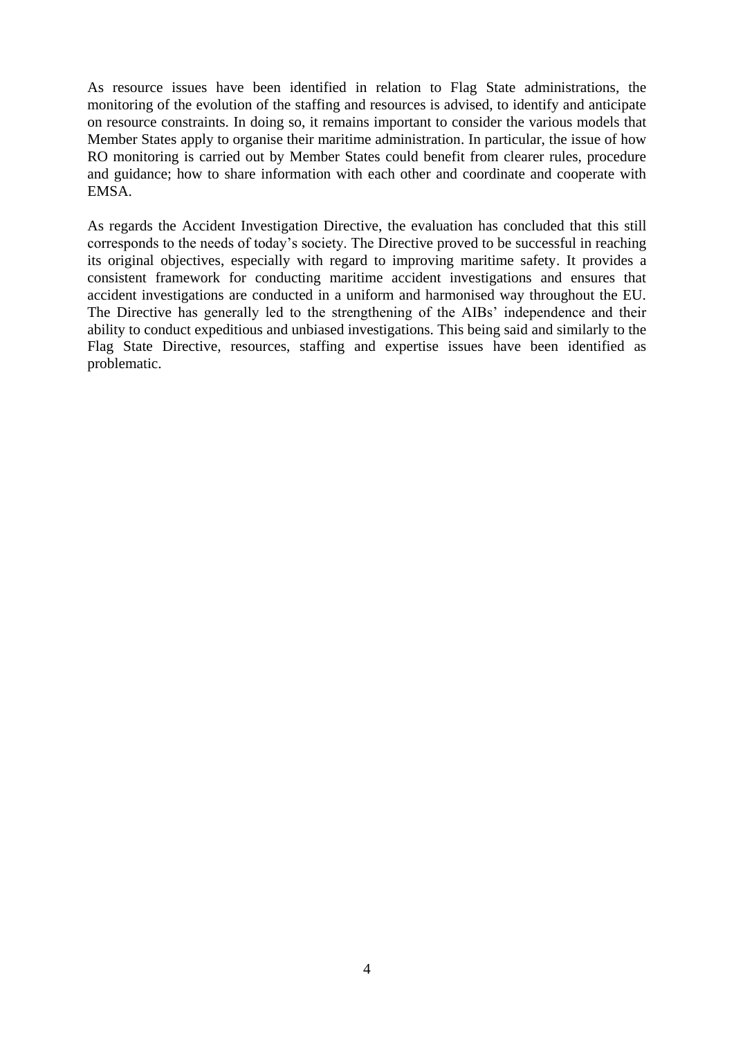As resource issues have been identified in relation to Flag State administrations, the monitoring of the evolution of the staffing and resources is advised, to identify and anticipate on resource constraints. In doing so, it remains important to consider the various models that Member States apply to organise their maritime administration. In particular, the issue of how RO monitoring is carried out by Member States could benefit from clearer rules, procedure and guidance; how to share information with each other and coordinate and cooperate with EMSA.

As regards the Accident Investigation Directive, the evaluation has concluded that this still corresponds to the needs of today's society. The Directive proved to be successful in reaching its original objectives, especially with regard to improving maritime safety. It provides a consistent framework for conducting maritime accident investigations and ensures that accident investigations are conducted in a uniform and harmonised way throughout the EU. The Directive has generally led to the strengthening of the AIBs' independence and their ability to conduct expeditious and unbiased investigations. This being said and similarly to the Flag State Directive, resources, staffing and expertise issues have been identified as problematic.